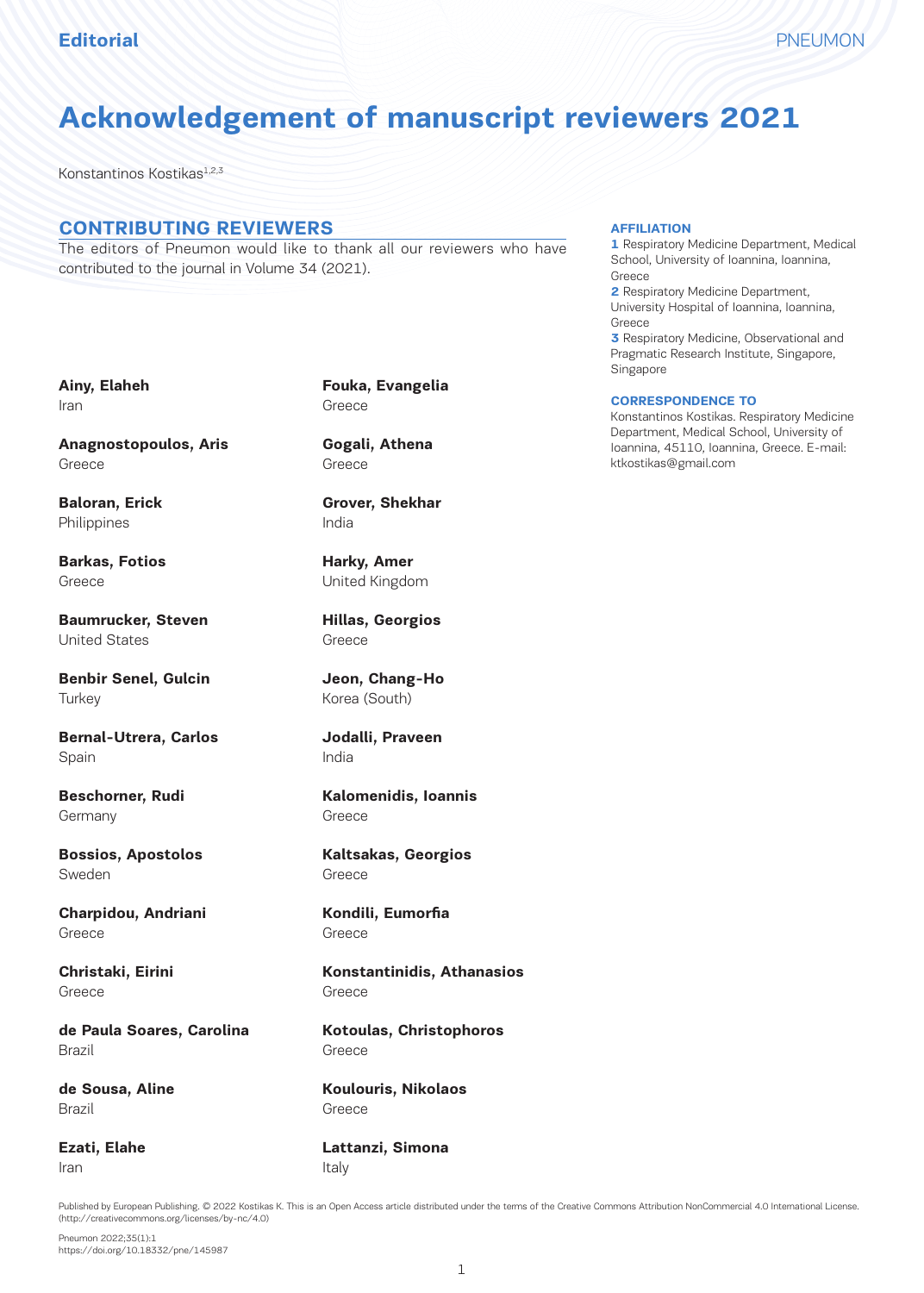# Acknowledgement of manuscript reviewers 2021

Konstantinos Kostikas[1,2,3]

## CONTRIBUTING REVIEWERS

The editors of Pneumon would like to thank all our reviewers who have contributed to the journal in Volume 34 (2021).

**Ainy, Elaheh**
Iran

**Anagnostopoulos, Aris**
Greece

**Baloran, Erick**
Philippines

**Barkas, Fotios**
Greece

**Baumrucker, Steven**
United States

**Benbir Senel, Gulcin**
Turkey

**Bernal-Utrera, Carlos**
Spain

**Beschorner, Rudi**
Germany

**Bossios, Apostolos**
Sweden

**Charpidou, Andriani**
Greece

**Christaki, Eirini**
Greece

**de Paula Soares, Carolina**
Brazil

**de Sousa, Aline**
Brazil

**Ezati, Elahe**
Iran

**Fouka, Evangelia**
Greece

**Gogali, Athena**
Greece

**Grover, Shekhar**
India

**Harky, Amer**
United Kingdom

**Hillas, Georgios**
Greece

**Jeon, Chang-Ho**
Korea (South)

**Jodalli, Praveen**
India

**Kalomenidis, Ioannis**
Greece

**Kaltsakas, Georgios**
Greece

**Kondili, Eumorfia**
Greece

**Konstantinidis, Athanasios**
Greece

**Kotoulas, Christophoros**
Greece

**Koulouris, Nikolaos**
Greece

**Lattanzi, Simona**
Italy

### AFFILIATION

**1** Respiratory Medicine Department, Medical School, University of Ioannina, Ioannina, Greece
**2** Respiratory Medicine Department, University Hospital of Ioannina, Ioannina, Greece
**3** Respiratory Medicine, Observational and Pragmatic Research Institute, Singapore, Singapore

### CORRESPONDENCE TO

Konstantinos Kostikas. Respiratory Medicine Department, Medical School, University of Ioannina, 45110, Ioannina, Greece. E-mail: ktkostikas@gmail.com

Published by European Publishing. © 2022 Kostikas K. This is an Open Access article distributed under the terms of the Creative Commons Attribution NonCommercial 4.0 International License. (http://creativecommons.org/licenses/by-nc/4.0)

Pneumon 2022;35(1):1
https://doi.org/10.18332/pne/145987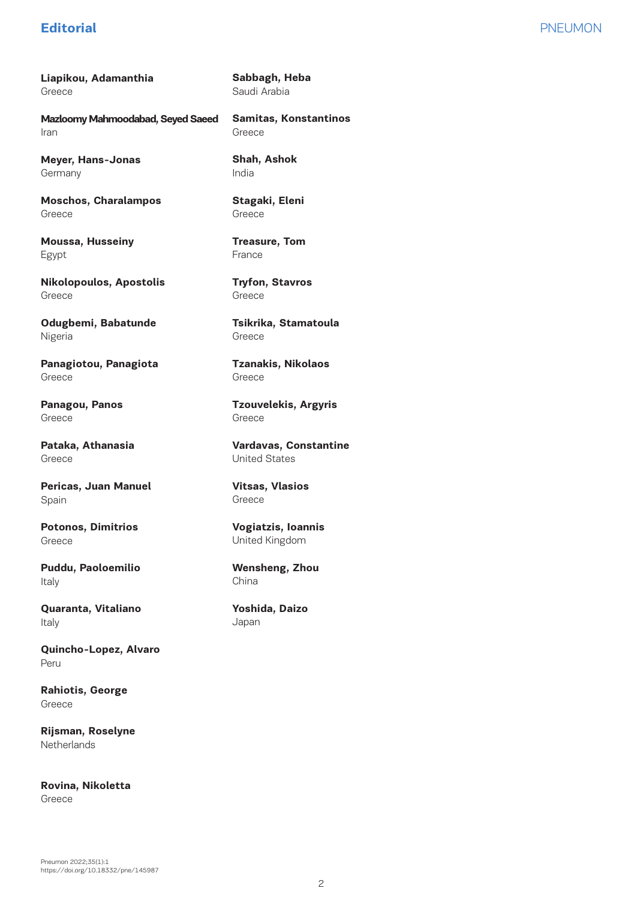**Liapikou, Adamanthia**
Greece

**Mazloomy Mahmoodabad, Seyed Saeed**
Iran

**Meyer, Hans-Jonas**
Germany

**Moschos, Charalampos**
Greece

**Moussa, Husseiny**
Egypt

**Nikolopoulos, Apostolis**
Greece

**Odugbemi, Babatunde**
Nigeria

**Panagiotou, Panagiota**
Greece

**Panagou, Panos**
Greece

**Pataka, Athanasia**
Greece

**Pericas, Juan Manuel**
Spain

**Potonos, Dimitrios**
Greece

**Puddu, Paoloemilio**
Italy

**Quaranta, Vitaliano**
Italy

**Quincho-Lopez, Alvaro**
Peru

**Rahiotis, George**
Greece

**Rijsman, Roselyne**
Netherlands

**Rovina, Nikoletta**
Greece

**Sabbagh, Heba**
Saudi Arabia

**Samitas, Konstantinos**
Greece

**Shah, Ashok**
India

**Stagaki, Eleni**
Greece

**Treasure, Tom**
France

**Tryfon, Stavros**
Greece

**Tsikrika, Stamatoula**
Greece

**Tzanakis, Nikolaos**
Greece

**Tzouvelekis, Argyris**
Greece

**Vardavas, Constantine**
United States

**Vitsas, Vlasios**
Greece

**Vogiatzis, Ioannis**
United Kingdom

**Wensheng, Zhou**
China

**Yoshida, Daizo**
Japan